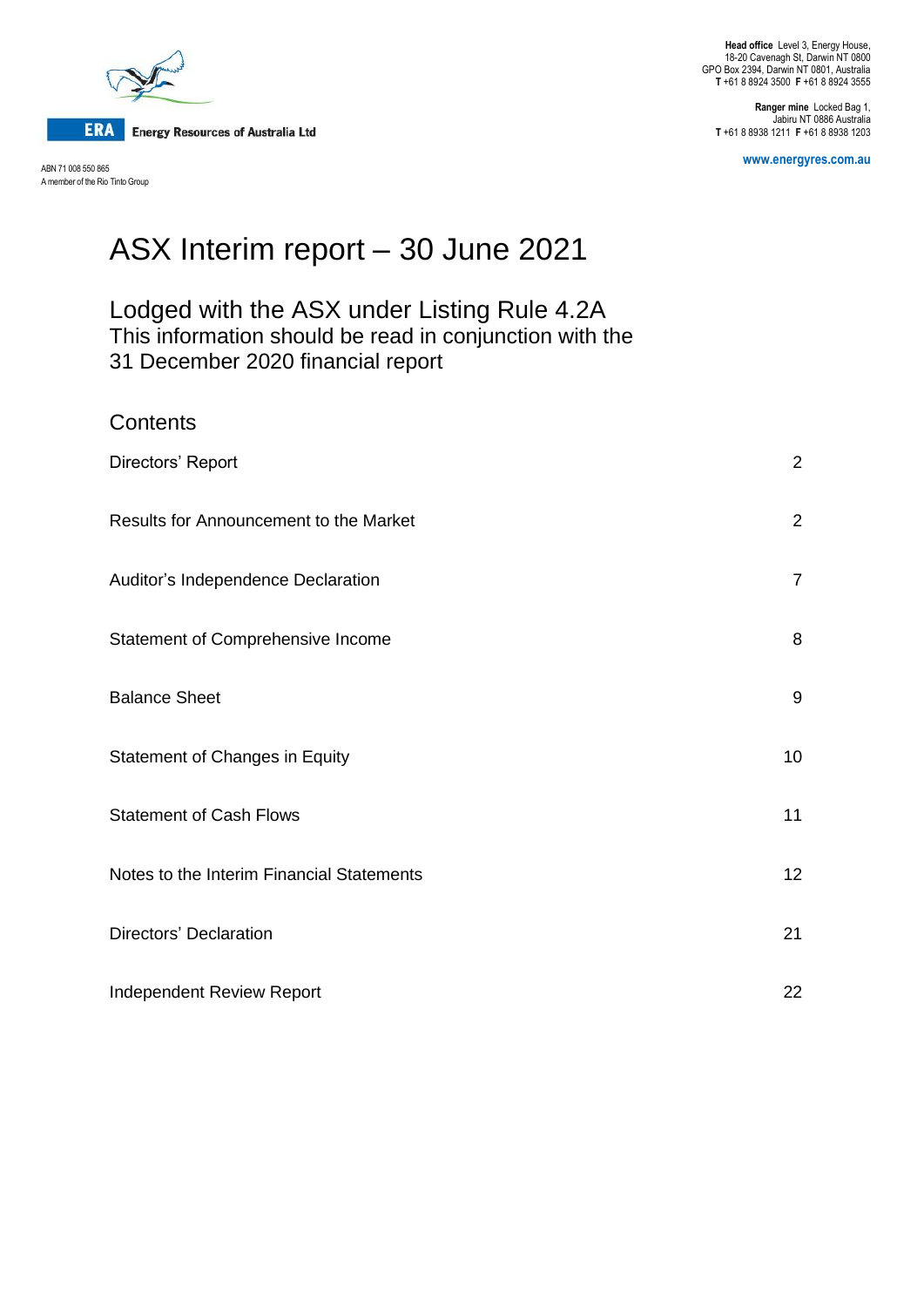**ERA** Energy Resources of Australia Ltd

ABN 71 008 550 865
A member of the Rio Tinto Group

**Head office** Level 3, Energy House,
18-20 Cavenagh St, Darwin NT 0800
GPO Box 2394, Darwin NT 0801, Australia
**T** +61 8 8924 3500 **F** +61 8 8924 3555

**Ranger mine** Locked Bag 1,
Jabiru NT 0886 Australia
**T** +61 8 8938 1211 **F** +61 8 8938 1203

www.energyres.com.au

# ASX Interim report – 30 June 2021

## Lodged with the ASX under Listing Rule 4.2A

This information should be read in conjunction with the 31 December 2020 financial report

## Contents

| | |
|---|---|
| Directors' Report | 2 |
| Results for Announcement to the Market | 2 |
| Auditor's Independence Declaration | 7 |
| Statement of Comprehensive Income | 8 |
| Balance Sheet | 9 |
| Statement of Changes in Equity | 10 |
| Statement of Cash Flows | 11 |
| Notes to the Interim Financial Statements | 12 |
| Directors' Declaration | 21 |
| Independent Review Report | 22 |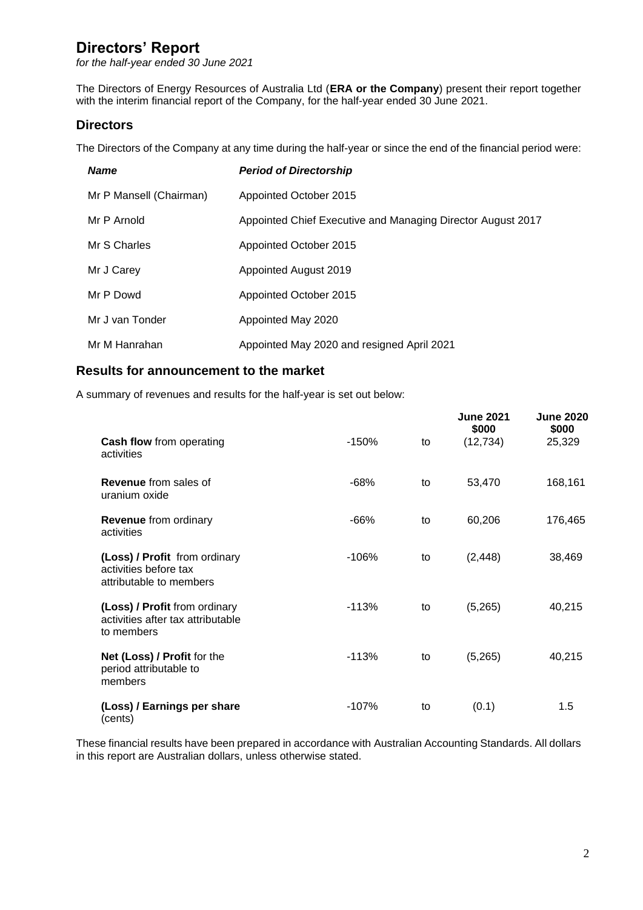# Directors' Report

*for the half-year ended 30 June 2021*

The Directors of Energy Resources of Australia Ltd (**ERA or the Company**) present their report together with the interim financial report of the Company, for the half-year ended 30 June 2021.

## Directors

The Directors of the Company at any time during the half-year or since the end of the financial period were:

| ***Name*** | ***Period of Directorship*** |
|---|---|
| Mr P Mansell (Chairman) | Appointed October 2015 |
| Mr P Arnold | Appointed Chief Executive and Managing Director August 2017 |
| Mr S Charles | Appointed October 2015 |
| Mr J Carey | Appointed August 2019 |
| Mr P Dowd | Appointed October 2015 |
| Mr J van Tonder | Appointed May 2020 |
| Mr M Hanrahan | Appointed May 2020 and resigned April 2021 |

## Results for announcement to the market

A summary of revenues and results for the half-year is set out below:

| | | | **June 2021 $000** | **June 2020 $000** |
|---|---|---|---|---|
| **Cash flow** from operating activities | -150% | to | (12,734) | 25,329 |
| **Revenue** from sales of uranium oxide | -68% | to | 53,470 | 168,161 |
| **Revenue** from ordinary activities | -66% | to | 60,206 | 176,465 |
| **(Loss) / Profit** from ordinary activities before tax attributable to members | -106% | to | (2,448) | 38,469 |
| **(Loss) / Profit** from ordinary activities after tax attributable to members | -113% | to | (5,265) | 40,215 |
| **Net (Loss) / Profit** for the period attributable to members | -113% | to | (5,265) | 40,215 |
| **(Loss) / Earnings per share** (cents) | -107% | to | (0.1) | 1.5 |

These financial results have been prepared in accordance with Australian Accounting Standards. All dollars in this report are Australian dollars, unless otherwise stated.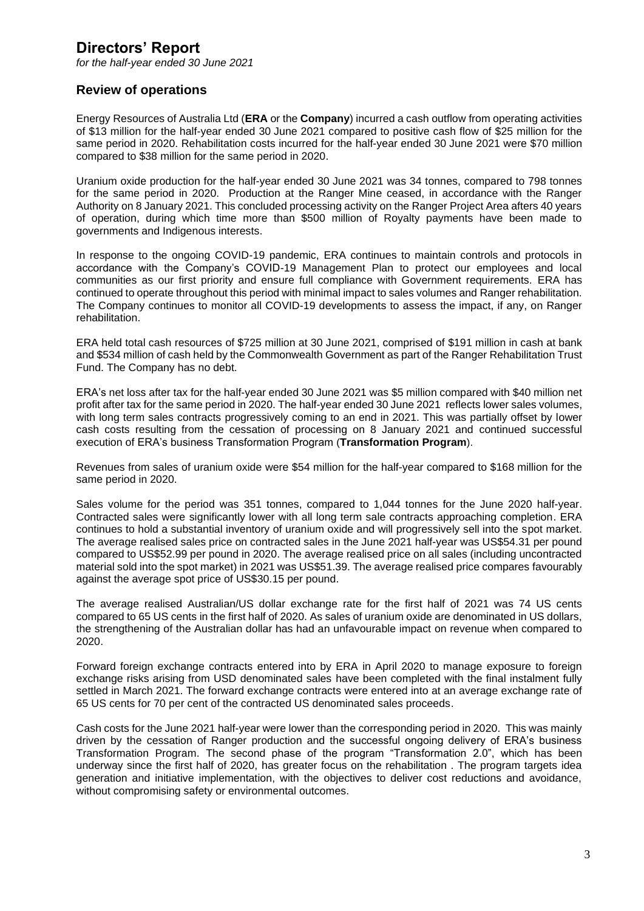# Directors' Report

*for the half-year ended 30 June 2021*

## Review of operations

Energy Resources of Australia Ltd (**ERA** or the **Company**) incurred a cash outflow from operating activities of $13 million for the half-year ended 30 June 2021 compared to positive cash flow of $25 million for the same period in 2020. Rehabilitation costs incurred for the half-year ended 30 June 2021 were $70 million compared to $38 million for the same period in 2020.

Uranium oxide production for the half-year ended 30 June 2021 was 34 tonnes, compared to 798 tonnes for the same period in 2020. Production at the Ranger Mine ceased, in accordance with the Ranger Authority on 8 January 2021. This concluded processing activity on the Ranger Project Area afters 40 years of operation, during which time more than $500 million of Royalty payments have been made to governments and Indigenous interests.

In response to the ongoing COVID-19 pandemic, ERA continues to maintain controls and protocols in accordance with the Company's COVID-19 Management Plan to protect our employees and local communities as our first priority and ensure full compliance with Government requirements. ERA has continued to operate throughout this period with minimal impact to sales volumes and Ranger rehabilitation. The Company continues to monitor all COVID-19 developments to assess the impact, if any, on Ranger rehabilitation.

ERA held total cash resources of $725 million at 30 June 2021, comprised of $191 million in cash at bank and $534 million of cash held by the Commonwealth Government as part of the Ranger Rehabilitation Trust Fund. The Company has no debt.

ERA's net loss after tax for the half-year ended 30 June 2021 was $5 million compared with $40 million net profit after tax for the same period in 2020. The half-year ended 30 June 2021 reflects lower sales volumes, with long term sales contracts progressively coming to an end in 2021. This was partially offset by lower cash costs resulting from the cessation of processing on 8 January 2021 and continued successful execution of ERA's business Transformation Program (**Transformation Program**).

Revenues from sales of uranium oxide were $54 million for the half-year compared to $168 million for the same period in 2020.

Sales volume for the period was 351 tonnes, compared to 1,044 tonnes for the June 2020 half-year. Contracted sales were significantly lower with all long term sale contracts approaching completion. ERA continues to hold a substantial inventory of uranium oxide and will progressively sell into the spot market. The average realised sales price on contracted sales in the June 2021 half-year was US$54.31 per pound compared to US$52.99 per pound in 2020. The average realised price on all sales (including uncontracted material sold into the spot market) in 2021 was US$51.39. The average realised price compares favourably against the average spot price of US$30.15 per pound.

The average realised Australian/US dollar exchange rate for the first half of 2021 was 74 US cents compared to 65 US cents in the first half of 2020. As sales of uranium oxide are denominated in US dollars, the strengthening of the Australian dollar has had an unfavourable impact on revenue when compared to 2020.

Forward foreign exchange contracts entered into by ERA in April 2020 to manage exposure to foreign exchange risks arising from USD denominated sales have been completed with the final instalment fully settled in March 2021. The forward exchange contracts were entered into at an average exchange rate of 65 US cents for 70 per cent of the contracted US denominated sales proceeds.

Cash costs for the June 2021 half-year were lower than the corresponding period in 2020. This was mainly driven by the cessation of Ranger production and the successful ongoing delivery of ERA's business Transformation Program. The second phase of the program "Transformation 2.0", which has been underway since the first half of 2020, has greater focus on the rehabilitation . The program targets idea generation and initiative implementation, with the objectives to deliver cost reductions and avoidance, without compromising safety or environmental outcomes.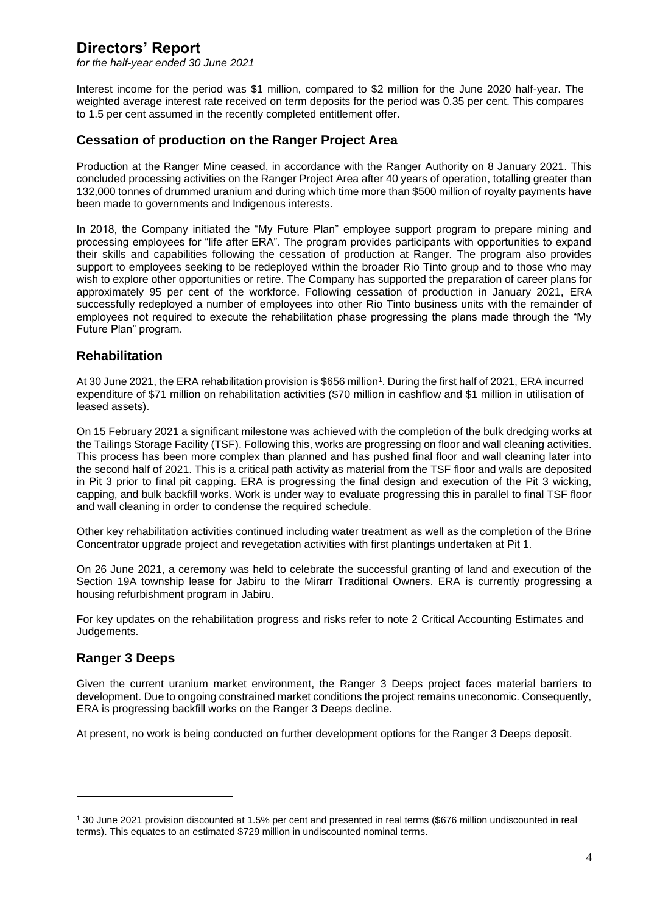# Directors' Report

*for the half-year ended 30 June 2021*

Interest income for the period was $1 million, compared to $2 million for the June 2020 half-year. The weighted average interest rate received on term deposits for the period was 0.35 per cent. This compares to 1.5 per cent assumed in the recently completed entitlement offer.

## Cessation of production on the Ranger Project Area

Production at the Ranger Mine ceased, in accordance with the Ranger Authority on 8 January 2021. This concluded processing activities on the Ranger Project Area after 40 years of operation, totalling greater than 132,000 tonnes of drummed uranium and during which time more than $500 million of royalty payments have been made to governments and Indigenous interests.

In 2018, the Company initiated the "My Future Plan" employee support program to prepare mining and processing employees for "life after ERA". The program provides participants with opportunities to expand their skills and capabilities following the cessation of production at Ranger. The program also provides support to employees seeking to be redeployed within the broader Rio Tinto group and to those who may wish to explore other opportunities or retire. The Company has supported the preparation of career plans for approximately 95 per cent of the workforce. Following cessation of production in January 2021, ERA successfully redeployed a number of employees into other Rio Tinto business units with the remainder of employees not required to execute the rehabilitation phase progressing the plans made through the "My Future Plan" program.

## Rehabilitation

At 30 June 2021, the ERA rehabilitation provision is $656 million[1]. During the first half of 2021, ERA incurred expenditure of $71 million on rehabilitation activities ($70 million in cashflow and $1 million in utilisation of leased assets).

On 15 February 2021 a significant milestone was achieved with the completion of the bulk dredging works at the Tailings Storage Facility (TSF). Following this, works are progressing on floor and wall cleaning activities. This process has been more complex than planned and has pushed final floor and wall cleaning later into the second half of 2021. This is a critical path activity as material from the TSF floor and walls are deposited in Pit 3 prior to final pit capping. ERA is progressing the final design and execution of the Pit 3 wicking, capping, and bulk backfill works. Work is under way to evaluate progressing this in parallel to final TSF floor and wall cleaning in order to condense the required schedule.

Other key rehabilitation activities continued including water treatment as well as the completion of the Brine Concentrator upgrade project and revegetation activities with first plantings undertaken at Pit 1.

On 26 June 2021, a ceremony was held to celebrate the successful granting of land and execution of the Section 19A township lease for Jabiru to the Mirarr Traditional Owners. ERA is currently progressing a housing refurbishment program in Jabiru.

For key updates on the rehabilitation progress and risks refer to note 2 Critical Accounting Estimates and Judgements.

## Ranger 3 Deeps

Given the current uranium market environment, the Ranger 3 Deeps project faces material barriers to development. Due to ongoing constrained market conditions the project remains uneconomic. Consequently, ERA is progressing backfill works on the Ranger 3 Deeps decline.

At present, no work is being conducted on further development options for the Ranger 3 Deeps deposit.

---

[1] 30 June 2021 provision discounted at 1.5% per cent and presented in real terms ($676 million undiscounted in real terms). This equates to an estimated $729 million in undiscounted nominal terms.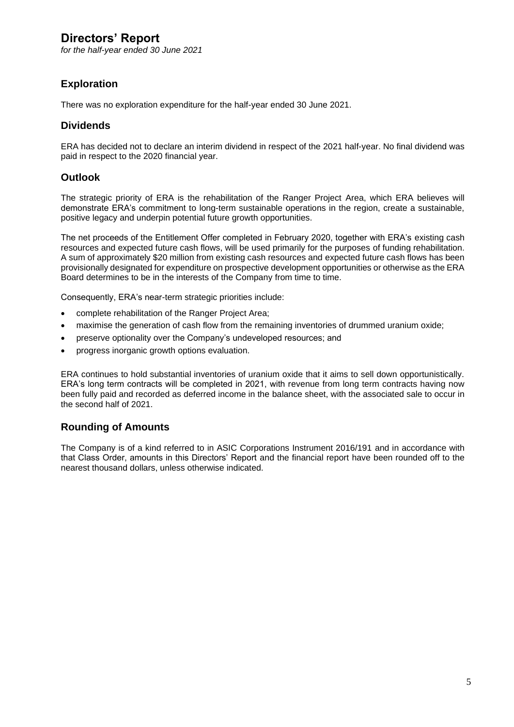# Directors' Report

*for the half-year ended 30 June 2021*

## Exploration

There was no exploration expenditure for the half-year ended 30 June 2021.

## Dividends

ERA has decided not to declare an interim dividend in respect of the 2021 half-year. No final dividend was paid in respect to the 2020 financial year.

## Outlook

The strategic priority of ERA is the rehabilitation of the Ranger Project Area, which ERA believes will demonstrate ERA's commitment to long-term sustainable operations in the region, create a sustainable, positive legacy and underpin potential future growth opportunities.

The net proceeds of the Entitlement Offer completed in February 2020, together with ERA's existing cash resources and expected future cash flows, will be used primarily for the purposes of funding rehabilitation. A sum of approximately $20 million from existing cash resources and expected future cash flows has been provisionally designated for expenditure on prospective development opportunities or otherwise as the ERA Board determines to be in the interests of the Company from time to time.

Consequently, ERA's near-term strategic priorities include:

- complete rehabilitation of the Ranger Project Area;
- maximise the generation of cash flow from the remaining inventories of drummed uranium oxide;
- preserve optionality over the Company's undeveloped resources; and
- progress inorganic growth options evaluation.

ERA continues to hold substantial inventories of uranium oxide that it aims to sell down opportunistically. ERA's long term contracts will be completed in 2021, with revenue from long term contracts having now been fully paid and recorded as deferred income in the balance sheet, with the associated sale to occur in the second half of 2021.

## Rounding of Amounts

The Company is of a kind referred to in ASIC Corporations Instrument 2016/191 and in accordance with that Class Order, amounts in this Directors' Report and the financial report have been rounded off to the nearest thousand dollars, unless otherwise indicated.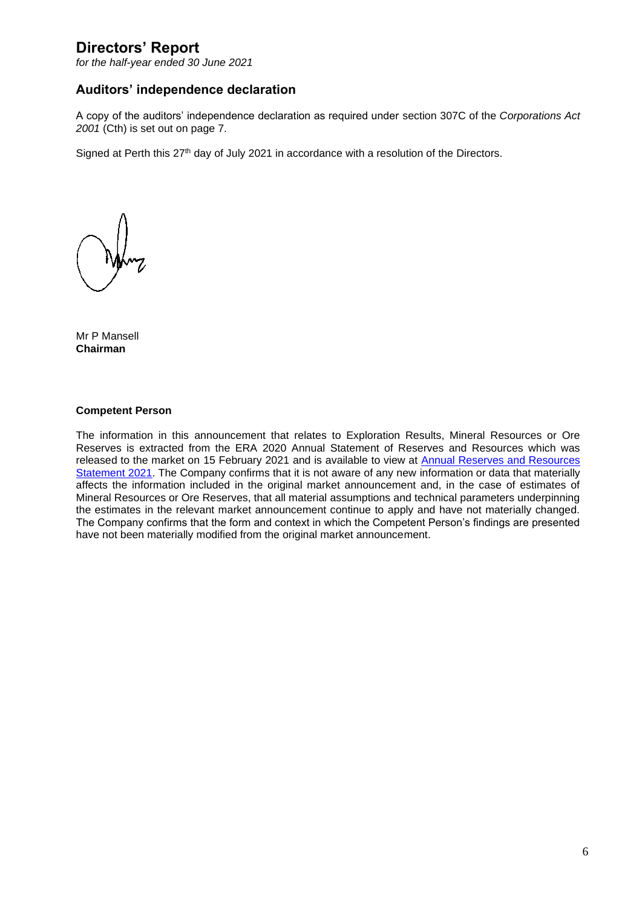# Directors' Report

*for the half-year ended 30 June 2021*

## Auditors' independence declaration

A copy of the auditors' independence declaration as required under section 307C of the *Corporations Act 2001* (Cth) is set out on page 7.

Signed at Perth this 27th day of July 2021 in accordance with a resolution of the Directors.

Mr P Mansell
**Chairman**

**Competent Person**

The information in this announcement that relates to Exploration Results, Mineral Resources or Ore Reserves is extracted from the ERA 2020 Annual Statement of Reserves and Resources which was released to the market on 15 February 2021 and is available to view at Annual Reserves and Resources Statement 2021. The Company confirms that it is not aware of any new information or data that materially affects the information included in the original market announcement and, in the case of estimates of Mineral Resources or Ore Reserves, that all material assumptions and technical parameters underpinning the estimates in the relevant market announcement continue to apply and have not materially changed. The Company confirms that the form and context in which the Competent Person's findings are presented have not been materially modified from the original market announcement.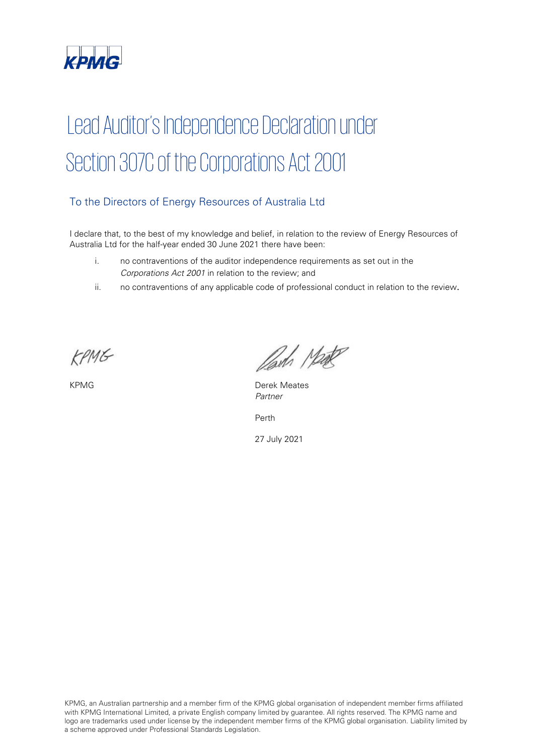KPMG

# Lead Auditor's Independence Declaration under Section 307C of the Corporations Act 2001

## To the Directors of Energy Resources of Australia Ltd

I declare that, to the best of my knowledge and belief, in relation to the review of Energy Resources of Australia Ltd for the half-year ended 30 June 2021 there have been:

i. no contraventions of the auditor independence requirements as set out in the *Corporations Act 2001* in relation to the review; and

ii. no contraventions of any applicable code of professional conduct in relation to the review.

KPMG

KPMG

Derek Meates
*Partner*

Perth

27 July 2021

KPMG, an Australian partnership and a member firm of the KPMG global organisation of independent member firms affiliated with KPMG International Limited, a private English company limited by guarantee. All rights reserved. The KPMG name and logo are trademarks used under license by the independent member firms of the KPMG global organisation. Liability limited by a scheme approved under Professional Standards Legislation.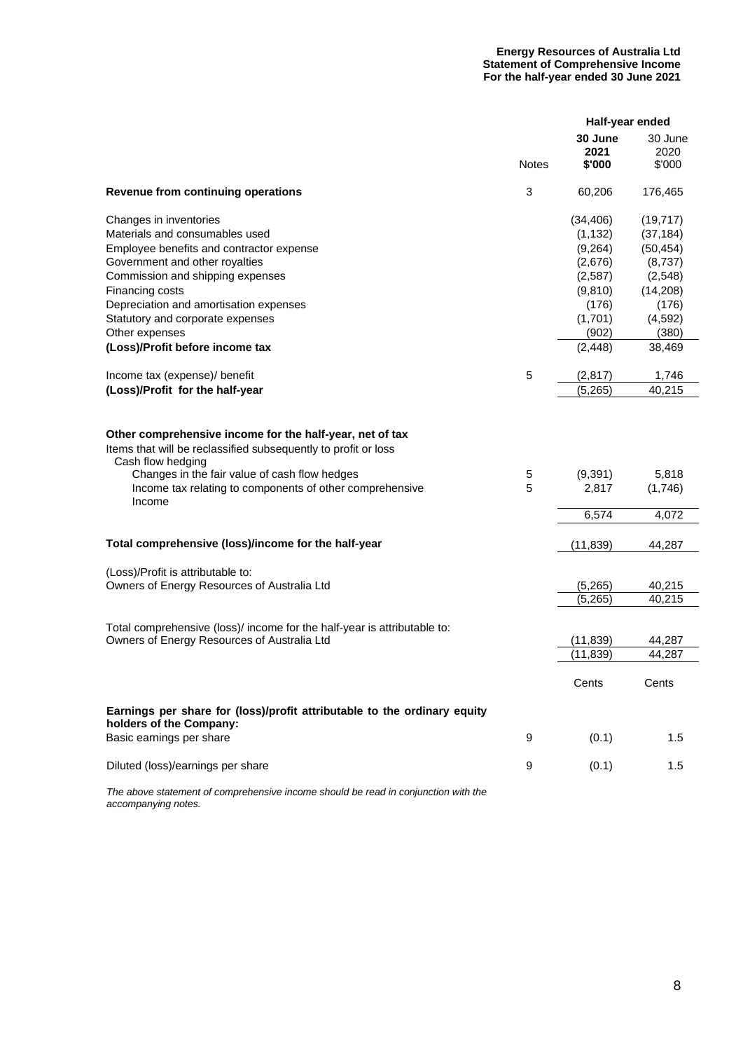**Energy Resources of Australia Ltd**
**Statement of Comprehensive Income**
**For the half-year ended 30 June 2021**

| | Notes | Half-year ended | |
|---|---|---|---|
| | | **30 June 2021 $'000** | 30 June 2020 $'000 |
| **Revenue from continuing operations** | 3 | 60,206 | 176,465 |
| Changes in inventories | | (34,406) | (19,717) |
| Materials and consumables used | | (1,132) | (37,184) |
| Employee benefits and contractor expense | | (9,264) | (50,454) |
| Government and other royalties | | (2,676) | (8,737) |
| Commission and shipping expenses | | (2,587) | (2,548) |
| Financing costs | | (9,810) | (14,208) |
| Depreciation and amortisation expenses | | (176) | (176) |
| Statutory and corporate expenses | | (1,701) | (4,592) |
| Other expenses | | (902) | (380) |
| **(Loss)/Profit before income tax** | | (2,448) | 38,469 |
| Income tax (expense)/ benefit | 5 | (2,817) | 1,746 |
| **(Loss)/Profit for the half-year** | | (5,265) | 40,215 |
| **Other comprehensive income for the half-year, net of tax** | | | |
| Items that will be reclassified subsequently to profit or loss | | | |
| Cash flow hedging | | | |
| Changes in the fair value of cash flow hedges | 5 | (9,391) | 5,818 |
| Income tax relating to components of other comprehensive Income | 5 | 2,817 | (1,746) |
| | | 6,574 | 4,072 |
| **Total comprehensive (loss)/income for the half-year** | | (11,839) | 44,287 |
| (Loss)/Profit is attributable to: | | | |
| Owners of Energy Resources of Australia Ltd | | (5,265) | 40,215 |
| | | (5,265) | 40,215 |
| Total comprehensive (loss)/ income for the half-year is attributable to: | | | |
| Owners of Energy Resources of Australia Ltd | | (11,839) | 44,287 |
| | | (11,839) | 44,287 |
| | | Cents | Cents |
| **Earnings per share for (loss)/profit attributable to the ordinary equity holders of the Company:** | | | |
| Basic earnings per share | 9 | (0.1) | 1.5 |
| Diluted (loss)/earnings per share | 9 | (0.1) | 1.5 |

*The above statement of comprehensive income should be read in conjunction with the accompanying notes.*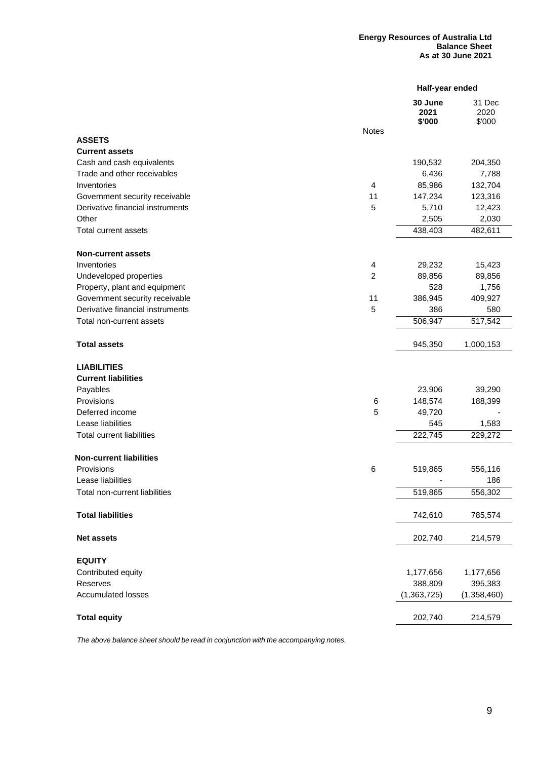**Energy Resources of Australia Ltd**
**Balance Sheet**
**As at 30 June 2021**

| | Notes | **Half-year ended** | |
|---|---|---|---|
| | | **30 June 2021 $'000** | 31 Dec 2020 $'000 |
| **ASSETS** | | | |
| **Current assets** | | | |
| Cash and cash equivalents | | 190,532 | 204,350 |
| Trade and other receivables | | 6,436 | 7,788 |
| Inventories | 4 | 85,986 | 132,704 |
| Government security receivable | 11 | 147,234 | 123,316 |
| Derivative financial instruments | 5 | 5,710 | 12,423 |
| Other | | 2,505 | 2,030 |
| Total current assets | | 438,403 | 482,611 |
| **Non-current assets** | | | |
| Inventories | 4 | 29,232 | 15,423 |
| Undeveloped properties | 2 | 89,856 | 89,856 |
| Property, plant and equipment | | 528 | 1,756 |
| Government security receivable | 11 | 386,945 | 409,927 |
| Derivative financial instruments | 5 | 386 | 580 |
| Total non-current assets | | 506,947 | 517,542 |
| **Total assets** | | 945,350 | 1,000,153 |
| **LIABILITIES** | | | |
| **Current liabilities** | | | |
| Payables | | 23,906 | 39,290 |
| Provisions | 6 | 148,574 | 188,399 |
| Deferred income | 5 | 49,720 | - |
| Lease liabilities | | 545 | 1,583 |
| Total current liabilities | | 222,745 | 229,272 |
| **Non-current liabilities** | | | |
| Provisions | 6 | 519,865 | 556,116 |
| Lease liabilities | | - | 186 |
| Total non-current liabilities | | 519,865 | 556,302 |
| **Total liabilities** | | 742,610 | 785,574 |
| **Net assets** | | 202,740 | 214,579 |
| **EQUITY** | | | |
| Contributed equity | | 1,177,656 | 1,177,656 |
| Reserves | | 388,809 | 395,383 |
| Accumulated losses | | (1,363,725) | (1,358,460) |
| **Total equity** | | 202,740 | 214,579 |

*The above balance sheet should be read in conjunction with the accompanying notes.*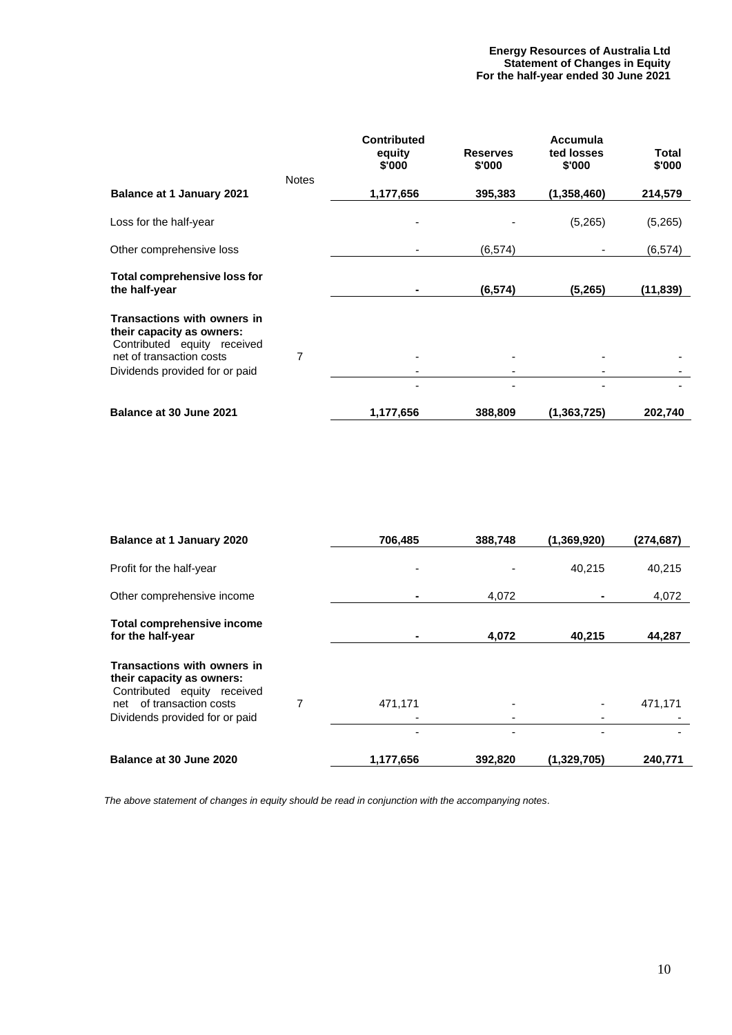**Energy Resources of Australia Ltd**
**Statement of Changes in Equity**
**For the half-year ended 30 June 2021**

| | Notes | Contributed equity $'000 | Reserves $'000 | Accumulated losses $'000 | Total $'000 |
|---|---|---|---|---|---|
| **Balance at 1 January 2021** | | **1,177,656** | **395,383** | **(1,358,460)** | **214,579** |
| Loss for the half-year | | - | - | (5,265) | (5,265) |
| Other comprehensive loss | | - | (6,574) | - | (6,574) |
| **Total comprehensive loss for the half-year** | | **-** | **(6,574)** | **(5,265)** | **(11,839)** |
| **Transactions with owners in their capacity as owners:** | | | | | |
| Contributed equity received net of transaction costs | 7 | - | - | - | - |
| Dividends provided for or paid | | - | - | - | - |
| | | - | - | - | - |
| **Balance at 30 June 2021** | | **1,177,656** | **388,809** | **(1,363,725)** | **202,740** |
| | | | | | |
| **Balance at 1 January 2020** | | **706,485** | **388,748** | **(1,369,920)** | **(274,687)** |
| Profit for the half-year | | - | - | 40,215 | 40,215 |
| Other comprehensive income | | **-** | 4,072 | **-** | 4,072 |
| **Total comprehensive income for the half-year** | | **-** | **4,072** | **40,215** | **44,287** |
| **Transactions with owners in their capacity as owners:** | | | | | |
| Contributed equity received net of transaction costs | 7 | 471,171 | - | - | 471,171 |
| Dividends provided for or paid | | - | - | - | - |
| | | - | - | - | - |
| **Balance at 30 June 2020** | | **1,177,656** | **392,820** | **(1,329,705)** | **240,771** |

*The above statement of changes in equity should be read in conjunction with the accompanying notes.*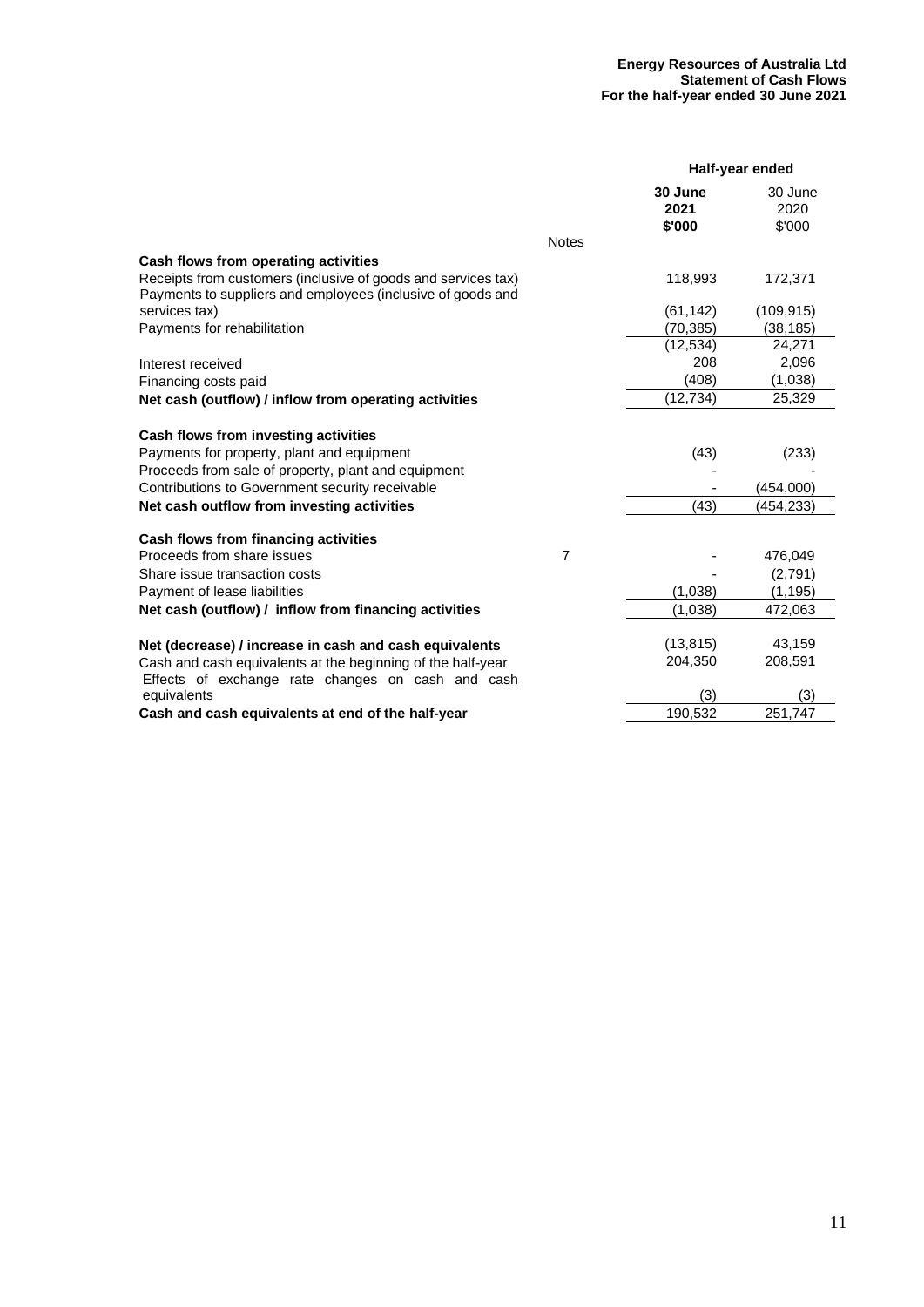**Energy Resources of Australia Ltd**
**Statement of Cash Flows**
**For the half-year ended 30 June 2021**

| | Notes | Half-year ended | |
|---|---|---|---|
| | | **30 June 2021 $'000** | 30 June 2020 $'000 |
| **Cash flows from operating activities** | | | |
| Receipts from customers (inclusive of goods and services tax) | | 118,993 | 172,371 |
| Payments to suppliers and employees (inclusive of goods and services tax) | | (61,142) | (109,915) |
| Payments for rehabilitation | | (70,385) | (38,185) |
| | | (12,534) | 24,271 |
| Interest received | | 208 | 2,096 |
| Financing costs paid | | (408) | (1,038) |
| **Net cash (outflow) / inflow from operating activities** | | (12,734) | 25,329 |
| **Cash flows from investing activities** | | | |
| Payments for property, plant and equipment | | (43) | (233) |
| Proceeds from sale of property, plant and equipment | | - | - |
| Contributions to Government security receivable | | - | (454,000) |
| **Net cash outflow from investing activities** | | (43) | (454,233) |
| **Cash flows from financing activities** | | | |
| Proceeds from share issues | 7 | - | 476,049 |
| Share issue transaction costs | | - | (2,791) |
| Payment of lease liabilities | | (1,038) | (1,195) |
| **Net cash (outflow) / inflow from financing activities** | | (1,038) | 472,063 |
| **Net (decrease) / increase in cash and cash equivalents** | | (13,815) | 43,159 |
| Cash and cash equivalents at the beginning of the half-year | | 204,350 | 208,591 |
| Effects of exchange rate changes on cash and cash equivalents | | (3) | (3) |
| **Cash and cash equivalents at end of the half-year** | | 190,532 | 251,747 |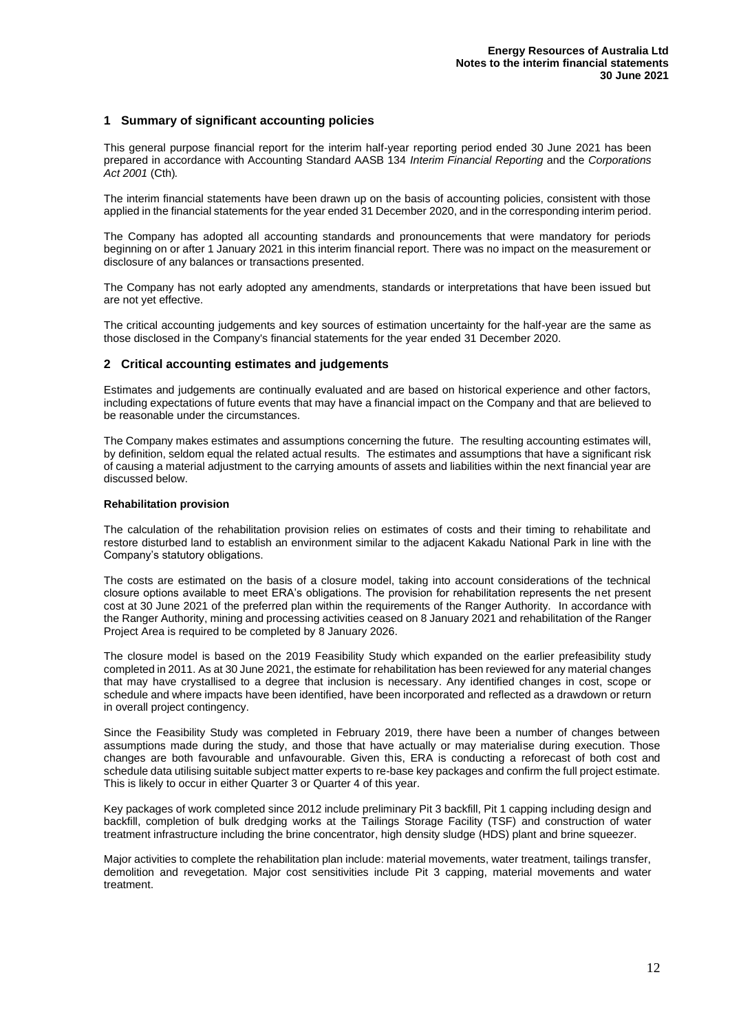## 1 Summary of significant accounting policies

This general purpose financial report for the interim half-year reporting period ended 30 June 2021 has been prepared in accordance with Accounting Standard AASB 134 *Interim Financial Reporting* and the *Corporations Act 2001* (Cth).

The interim financial statements have been drawn up on the basis of accounting policies, consistent with those applied in the financial statements for the year ended 31 December 2020, and in the corresponding interim period.

The Company has adopted all accounting standards and pronouncements that were mandatory for periods beginning on or after 1 January 2021 in this interim financial report. There was no impact on the measurement or disclosure of any balances or transactions presented.

The Company has not early adopted any amendments, standards or interpretations that have been issued but are not yet effective.

The critical accounting judgements and key sources of estimation uncertainty for the half-year are the same as those disclosed in the Company's financial statements for the year ended 31 December 2020.

## 2 Critical accounting estimates and judgements

Estimates and judgements are continually evaluated and are based on historical experience and other factors, including expectations of future events that may have a financial impact on the Company and that are believed to be reasonable under the circumstances.

The Company makes estimates and assumptions concerning the future. The resulting accounting estimates will, by definition, seldom equal the related actual results. The estimates and assumptions that have a significant risk of causing a material adjustment to the carrying amounts of assets and liabilities within the next financial year are discussed below.

**Rehabilitation provision**

The calculation of the rehabilitation provision relies on estimates of costs and their timing to rehabilitate and restore disturbed land to establish an environment similar to the adjacent Kakadu National Park in line with the Company's statutory obligations.

The costs are estimated on the basis of a closure model, taking into account considerations of the technical closure options available to meet ERA's obligations. The provision for rehabilitation represents the net present cost at 30 June 2021 of the preferred plan within the requirements of the Ranger Authority. In accordance with the Ranger Authority, mining and processing activities ceased on 8 January 2021 and rehabilitation of the Ranger Project Area is required to be completed by 8 January 2026.

The closure model is based on the 2019 Feasibility Study which expanded on the earlier prefeasibility study completed in 2011. As at 30 June 2021, the estimate for rehabilitation has been reviewed for any material changes that may have crystallised to a degree that inclusion is necessary. Any identified changes in cost, scope or schedule and where impacts have been identified, have been incorporated and reflected as a drawdown or return in overall project contingency.

Since the Feasibility Study was completed in February 2019, there have been a number of changes between assumptions made during the study, and those that have actually or may materialise during execution. Those changes are both favourable and unfavourable. Given this, ERA is conducting a reforecast of both cost and schedule data utilising suitable subject matter experts to re-base key packages and confirm the full project estimate. This is likely to occur in either Quarter 3 or Quarter 4 of this year.

Key packages of work completed since 2012 include preliminary Pit 3 backfill, Pit 1 capping including design and backfill, completion of bulk dredging works at the Tailings Storage Facility (TSF) and construction of water treatment infrastructure including the brine concentrator, high density sludge (HDS) plant and brine squeezer.

Major activities to complete the rehabilitation plan include: material movements, water treatment, tailings transfer, demolition and revegetation. Major cost sensitivities include Pit 3 capping, material movements and water treatment.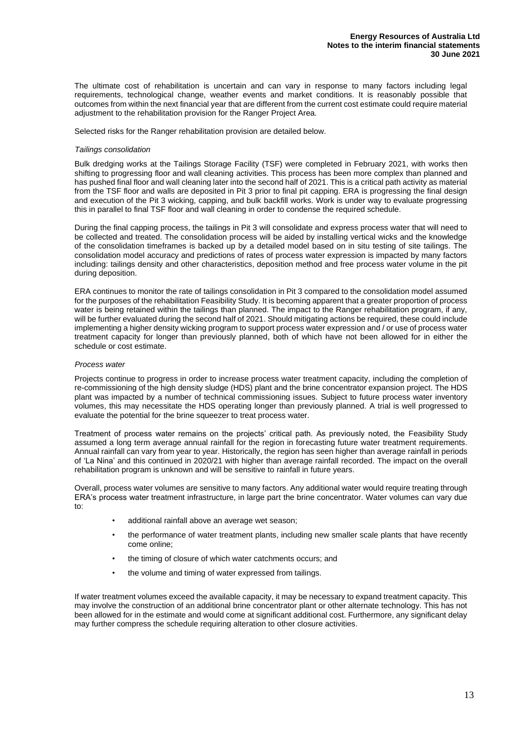The ultimate cost of rehabilitation is uncertain and can vary in response to many factors including legal requirements, technological change, weather events and market conditions. It is reasonably possible that outcomes from within the next financial year that are different from the current cost estimate could require material adjustment to the rehabilitation provision for the Ranger Project Area.

Selected risks for the Ranger rehabilitation provision are detailed below.

*Tailings consolidation*

Bulk dredging works at the Tailings Storage Facility (TSF) were completed in February 2021, with works then shifting to progressing floor and wall cleaning activities. This process has been more complex than planned and has pushed final floor and wall cleaning later into the second half of 2021. This is a critical path activity as material from the TSF floor and walls are deposited in Pit 3 prior to final pit capping. ERA is progressing the final design and execution of the Pit 3 wicking, capping, and bulk backfill works. Work is under way to evaluate progressing this in parallel to final TSF floor and wall cleaning in order to condense the required schedule.

During the final capping process, the tailings in Pit 3 will consolidate and express process water that will need to be collected and treated. The consolidation process will be aided by installing vertical wicks and the knowledge of the consolidation timeframes is backed up by a detailed model based on in situ testing of site tailings. The consolidation model accuracy and predictions of rates of process water expression is impacted by many factors including: tailings density and other characteristics, deposition method and free process water volume in the pit during deposition.

ERA continues to monitor the rate of tailings consolidation in Pit 3 compared to the consolidation model assumed for the purposes of the rehabilitation Feasibility Study. It is becoming apparent that a greater proportion of process water is being retained within the tailings than planned. The impact to the Ranger rehabilitation program, if any, will be further evaluated during the second half of 2021. Should mitigating actions be required, these could include implementing a higher density wicking program to support process water expression and / or use of process water treatment capacity for longer than previously planned, both of which have not been allowed for in either the schedule or cost estimate.

*Process water*

Projects continue to progress in order to increase process water treatment capacity, including the completion of re-commissioning of the high density sludge (HDS) plant and the brine concentrator expansion project. The HDS plant was impacted by a number of technical commissioning issues. Subject to future process water inventory volumes, this may necessitate the HDS operating longer than previously planned. A trial is well progressed to evaluate the potential for the brine squeezer to treat process water.

Treatment of process water remains on the projects' critical path. As previously noted, the Feasibility Study assumed a long term average annual rainfall for the region in forecasting future water treatment requirements. Annual rainfall can vary from year to year. Historically, the region has seen higher than average rainfall in periods of 'La Nina' and this continued in 2020/21 with higher than average rainfall recorded. The impact on the overall rehabilitation program is unknown and will be sensitive to rainfall in future years.

Overall, process water volumes are sensitive to many factors. Any additional water would require treating through ERA's process water treatment infrastructure, in large part the brine concentrator. Water volumes can vary due to:

- additional rainfall above an average wet season;
- the performance of water treatment plants, including new smaller scale plants that have recently come online;
- the timing of closure of which water catchments occurs; and
- the volume and timing of water expressed from tailings.

If water treatment volumes exceed the available capacity, it may be necessary to expand treatment capacity. This may involve the construction of an additional brine concentrator plant or other alternate technology. This has not been allowed for in the estimate and would come at significant additional cost. Furthermore, any significant delay may further compress the schedule requiring alteration to other closure activities.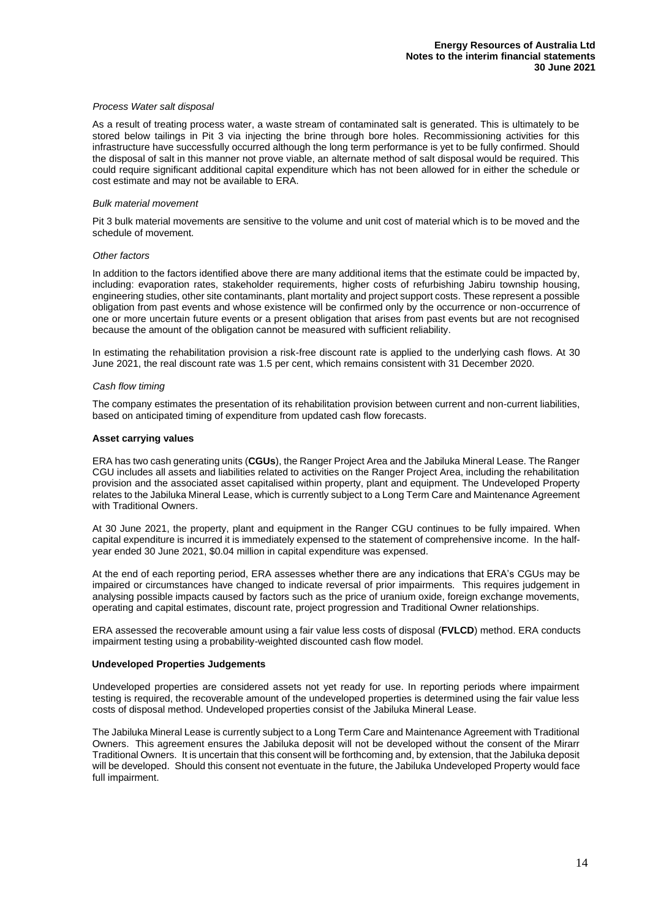*Process Water salt disposal*

As a result of treating process water, a waste stream of contaminated salt is generated. This is ultimately to be stored below tailings in Pit 3 via injecting the brine through bore holes. Recommissioning activities for this infrastructure have successfully occurred although the long term performance is yet to be fully confirmed. Should the disposal of salt in this manner not prove viable, an alternate method of salt disposal would be required. This could require significant additional capital expenditure which has not been allowed for in either the schedule or cost estimate and may not be available to ERA.

*Bulk material movement*

Pit 3 bulk material movements are sensitive to the volume and unit cost of material which is to be moved and the schedule of movement.

*Other factors*

In addition to the factors identified above there are many additional items that the estimate could be impacted by, including: evaporation rates, stakeholder requirements, higher costs of refurbishing Jabiru township housing, engineering studies, other site contaminants, plant mortality and project support costs. These represent a possible obligation from past events and whose existence will be confirmed only by the occurrence or non-occurrence of one or more uncertain future events or a present obligation that arises from past events but are not recognised because the amount of the obligation cannot be measured with sufficient reliability.

In estimating the rehabilitation provision a risk-free discount rate is applied to the underlying cash flows. At 30 June 2021, the real discount rate was 1.5 per cent, which remains consistent with 31 December 2020.

*Cash flow timing*

The company estimates the presentation of its rehabilitation provision between current and non-current liabilities, based on anticipated timing of expenditure from updated cash flow forecasts.

**Asset carrying values**

ERA has two cash generating units (**CGUs**), the Ranger Project Area and the Jabiluka Mineral Lease. The Ranger CGU includes all assets and liabilities related to activities on the Ranger Project Area, including the rehabilitation provision and the associated asset capitalised within property, plant and equipment. The Undeveloped Property relates to the Jabiluka Mineral Lease, which is currently subject to a Long Term Care and Maintenance Agreement with Traditional Owners.

At 30 June 2021, the property, plant and equipment in the Ranger CGU continues to be fully impaired. When capital expenditure is incurred it is immediately expensed to the statement of comprehensive income. In the half-year ended 30 June 2021, $0.04 million in capital expenditure was expensed.

At the end of each reporting period, ERA assesses whether there are any indications that ERA's CGUs may be impaired or circumstances have changed to indicate reversal of prior impairments. This requires judgement in analysing possible impacts caused by factors such as the price of uranium oxide, foreign exchange movements, operating and capital estimates, discount rate, project progression and Traditional Owner relationships.

ERA assessed the recoverable amount using a fair value less costs of disposal (**FVLCD**) method. ERA conducts impairment testing using a probability-weighted discounted cash flow model.

**Undeveloped Properties Judgements**

Undeveloped properties are considered assets not yet ready for use. In reporting periods where impairment testing is required, the recoverable amount of the undeveloped properties is determined using the fair value less costs of disposal method. Undeveloped properties consist of the Jabiluka Mineral Lease.

The Jabiluka Mineral Lease is currently subject to a Long Term Care and Maintenance Agreement with Traditional Owners. This agreement ensures the Jabiluka deposit will not be developed without the consent of the Mirarr Traditional Owners. It is uncertain that this consent will be forthcoming and, by extension, that the Jabiluka deposit will be developed. Should this consent not eventuate in the future, the Jabiluka Undeveloped Property would face full impairment.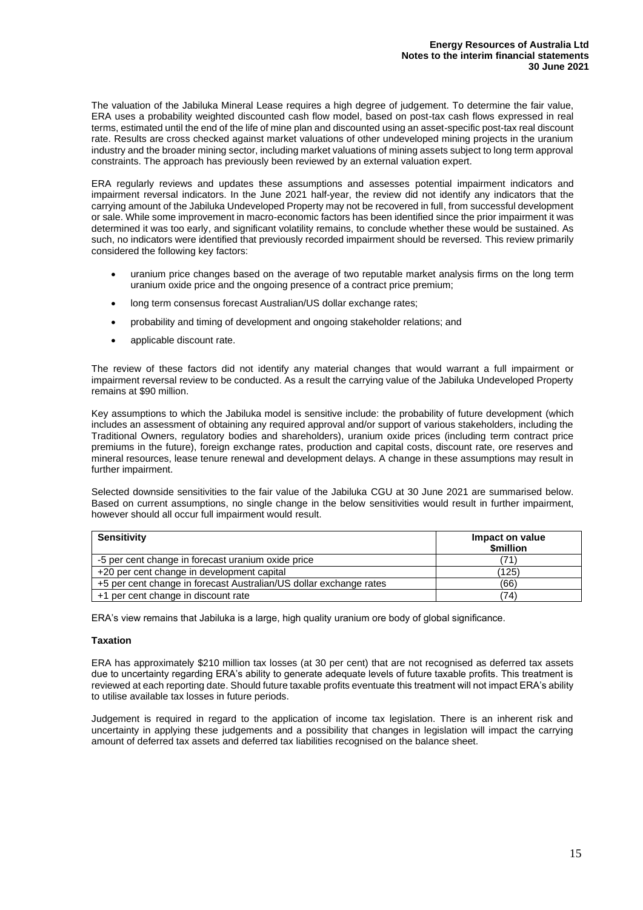The valuation of the Jabiluka Mineral Lease requires a high degree of judgement. To determine the fair value, ERA uses a probability weighted discounted cash flow model, based on post-tax cash flows expressed in real terms, estimated until the end of the life of mine plan and discounted using an asset-specific post-tax real discount rate. Results are cross checked against market valuations of other undeveloped mining projects in the uranium industry and the broader mining sector, including market valuations of mining assets subject to long term approval constraints. The approach has previously been reviewed by an external valuation expert.

ERA regularly reviews and updates these assumptions and assesses potential impairment indicators and impairment reversal indicators. In the June 2021 half-year, the review did not identify any indicators that the carrying amount of the Jabiluka Undeveloped Property may not be recovered in full, from successful development or sale. While some improvement in macro-economic factors has been identified since the prior impairment it was determined it was too early, and significant volatility remains, to conclude whether these would be sustained. As such, no indicators were identified that previously recorded impairment should be reversed. This review primarily considered the following key factors:

- uranium price changes based on the average of two reputable market analysis firms on the long term uranium oxide price and the ongoing presence of a contract price premium;
- long term consensus forecast Australian/US dollar exchange rates;
- probability and timing of development and ongoing stakeholder relations; and
- applicable discount rate.

The review of these factors did not identify any material changes that would warrant a full impairment or impairment reversal review to be conducted. As a result the carrying value of the Jabiluka Undeveloped Property remains at $90 million.

Key assumptions to which the Jabiluka model is sensitive include: the probability of future development (which includes an assessment of obtaining any required approval and/or support of various stakeholders, including the Traditional Owners, regulatory bodies and shareholders), uranium oxide prices (including term contract price premiums in the future), foreign exchange rates, production and capital costs, discount rate, ore reserves and mineral resources, lease tenure renewal and development delays. A change in these assumptions may result in further impairment.

Selected downside sensitivities to the fair value of the Jabiluka CGU at 30 June 2021 are summarised below. Based on current assumptions, no single change in the below sensitivities would result in further impairment, however should all occur full impairment would result.

| Sensitivity | Impact on value $million |
|---|---|
| -5 per cent change in forecast uranium oxide price | (71) |
| +20 per cent change in development capital | (125) |
| +5 per cent change in forecast Australian/US dollar exchange rates | (66) |
| +1 per cent change in discount rate | (74) |

ERA's view remains that Jabiluka is a large, high quality uranium ore body of global significance.

**Taxation**

ERA has approximately $210 million tax losses (at 30 per cent) that are not recognised as deferred tax assets due to uncertainty regarding ERA's ability to generate adequate levels of future taxable profits. This treatment is reviewed at each reporting date. Should future taxable profits eventuate this treatment will not impact ERA's ability to utilise available tax losses in future periods.

Judgement is required in regard to the application of income tax legislation. There is an inherent risk and uncertainty in applying these judgements and a possibility that changes in legislation will impact the carrying amount of deferred tax assets and deferred tax liabilities recognised on the balance sheet.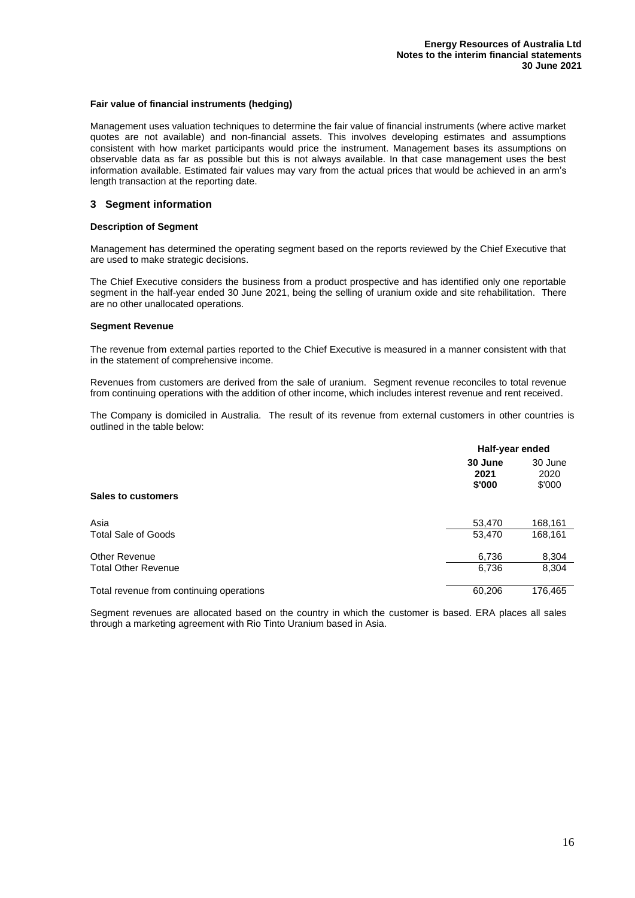**Fair value of financial instruments (hedging)**

Management uses valuation techniques to determine the fair value of financial instruments (where active market quotes are not available) and non-financial assets. This involves developing estimates and assumptions consistent with how market participants would price the instrument. Management bases its assumptions on observable data as far as possible but this is not always available. In that case management uses the best information available. Estimated fair values may vary from the actual prices that would be achieved in an arm's length transaction at the reporting date.

## 3 Segment information

**Description of Segment**

Management has determined the operating segment based on the reports reviewed by the Chief Executive that are used to make strategic decisions.

The Chief Executive considers the business from a product prospective and has identified only one reportable segment in the half-year ended 30 June 2021, being the selling of uranium oxide and site rehabilitation. There are no other unallocated operations.

**Segment Revenue**

The revenue from external parties reported to the Chief Executive is measured in a manner consistent with that in the statement of comprehensive income.

Revenues from customers are derived from the sale of uranium. Segment revenue reconciles to total revenue from continuing operations with the addition of other income, which includes interest revenue and rent received.

The Company is domiciled in Australia. The result of its revenue from external customers in other countries is outlined in the table below:

| | Half-year ended | |
|---|---|---|
| | **30 June 2021 $'000** | 30 June 2020 $'000 |
| **Sales to customers** | | |
| Asia | 53,470 | 168,161 |
| Total Sale of Goods | 53,470 | 168,161 |
| Other Revenue | 6,736 | 8,304 |
| Total Other Revenue | 6,736 | 8,304 |
| Total revenue from continuing operations | 60,206 | 176,465 |

Segment revenues are allocated based on the country in which the customer is based. ERA places all sales through a marketing agreement with Rio Tinto Uranium based in Asia.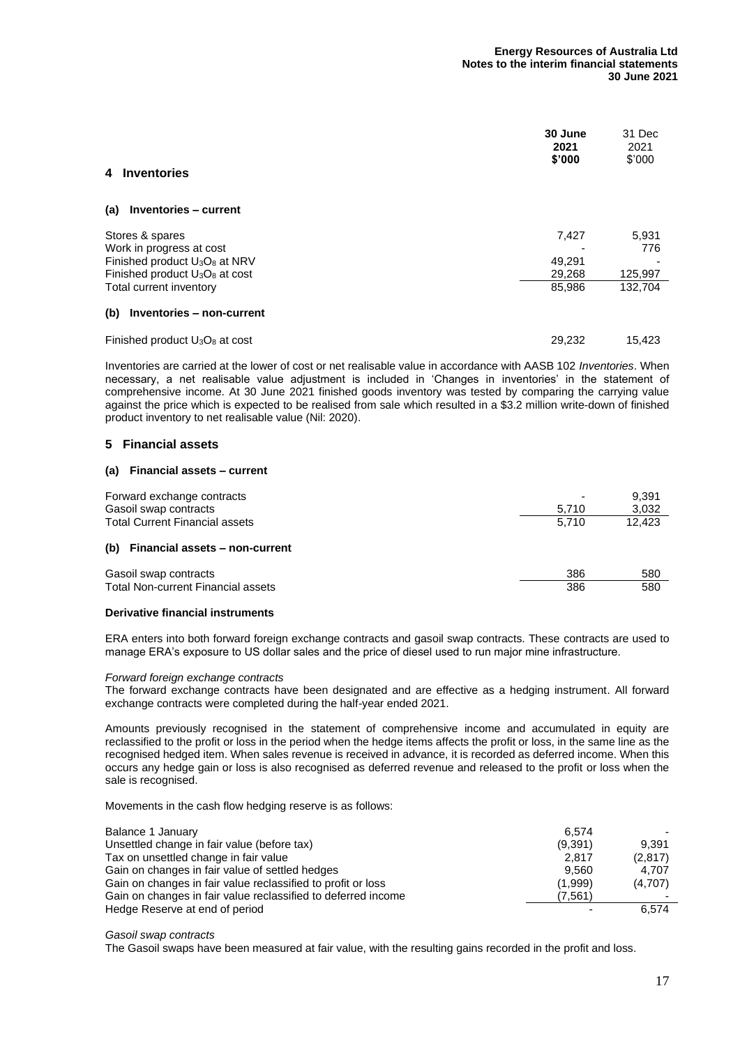## 4 Inventories

| | 30 June 2021 $'000 | 31 Dec 2021 $'000 |
|---|---|---|
| **(a) Inventories – current** | | |
| Stores & spares | 7,427 | 5,931 |
| Work in progress at cost | - | 776 |
| Finished product $U_3O_8$ at NRV | 49,291 | - |
| Finished product $U_3O_8$ at cost | 29,268 | 125,997 |
| Total current inventory | 85,986 | 132,704 |
| **(b) Inventories – non-current** | | |
| Finished product $U_3O_8$ at cost | 29,232 | 15,423 |

Inventories are carried at the lower of cost or net realisable value in accordance with AASB 102 *Inventories*. When necessary, a net realisable value adjustment is included in 'Changes in inventories' in the statement of comprehensive income. At 30 June 2021 finished goods inventory was tested by comparing the carrying value against the price which is expected to be realised from sale which resulted in a $3.2 million write-down of finished product inventory to net realisable value (Nil: 2020).

## 5 Financial assets

| | 30 June 2021 $'000 | 31 Dec 2021 $'000 |
|---|---|---|
| **(a) Financial assets – current** | | |
| Forward exchange contracts | - | 9,391 |
| Gasoil swap contracts | 5,710 | 3,032 |
| Total Current Financial assets | 5,710 | 12,423 |
| **(b) Financial assets – non-current** | | |
| Gasoil swap contracts | 386 | 580 |
| Total Non-current Financial assets | 386 | 580 |

**Derivative financial instruments**

ERA enters into both forward foreign exchange contracts and gasoil swap contracts. These contracts are used to manage ERA's exposure to US dollar sales and the price of diesel used to run major mine infrastructure.

*Forward foreign exchange contracts*
The forward exchange contracts have been designated and are effective as a hedging instrument. All forward exchange contracts were completed during the half-year ended 2021.

Amounts previously recognised in the statement of comprehensive income and accumulated in equity are reclassified to the profit or loss in the period when the hedge items affects the profit or loss, in the same line as the recognised hedged item. When sales revenue is received in advance, it is recorded as deferred income. When this occurs any hedge gain or loss is also recognised as deferred revenue and released to the profit or loss when the sale is recognised.

Movements in the cash flow hedging reserve is as follows:

| | 30 June 2021 $'000 | 31 Dec 2021 $'000 |
|---|---|---|
| Balance 1 January | 6,574 | - |
| Unsettled change in fair value (before tax) | (9,391) | 9,391 |
| Tax on unsettled change in fair value | 2,817 | (2,817) |
| Gain on changes in fair value of settled hedges | 9,560 | 4,707 |
| Gain on changes in fair value reclassified to profit or loss | (1,999) | (4,707) |
| Gain on changes in fair value reclassified to deferred income | (7,561) | - |
| Hedge Reserve at end of period | - | 6,574 |

*Gasoil swap contracts*
The Gasoil swaps have been measured at fair value, with the resulting gains recorded in the profit and loss.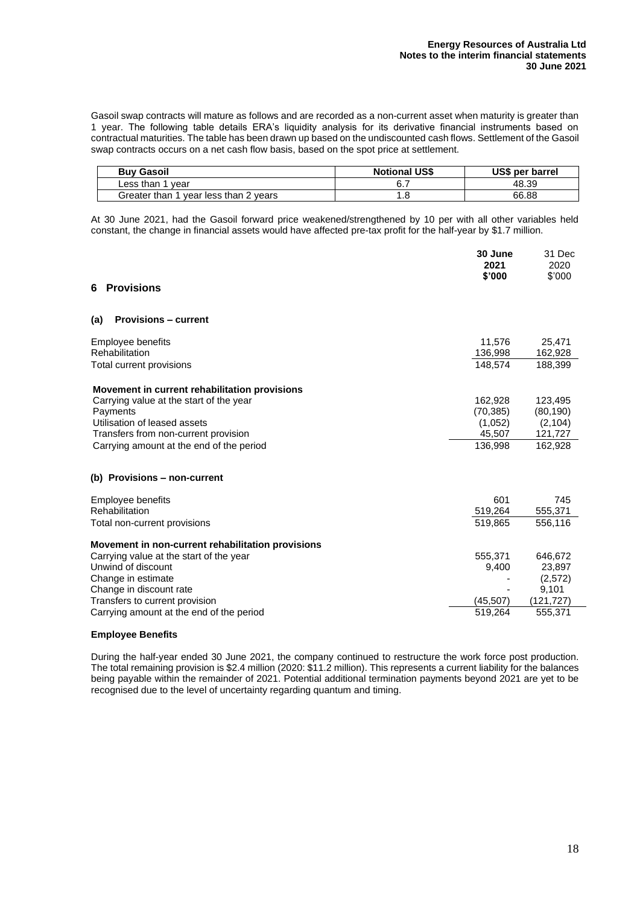Gasoil swap contracts will mature as follows and are recorded as a non-current asset when maturity is greater than 1 year. The following table details ERA's liquidity analysis for its derivative financial instruments based on contractual maturities. The table has been drawn up based on the undiscounted cash flows. Settlement of the Gasoil swap contracts occurs on a net cash flow basis, based on the spot price at settlement.

| Buy Gasoil | Notional US$ | US$ per barrel |
|---|---|---|
| Less than 1 year | 6.7 | 48.39 |
| Greater than 1 year less than 2 years | 1.8 | 66.88 |

At 30 June 2021, had the Gasoil forward price weakened/strengthened by 10 per with all other variables held constant, the change in financial assets would have affected pre-tax profit for the half-year by $1.7 million.

## 6 Provisions

| | 30 June 2021 $'000 | 31 Dec 2020 $'000 |
|---|---|---|
| **(a) Provisions – current** | | |
| Employee benefits | 11,576 | 25,471 |
| Rehabilitation | 136,998 | 162,928 |
| Total current provisions | 148,574 | 188,399 |
| **Movement in current rehabilitation provisions** | | |
| Carrying value at the start of the year | 162,928 | 123,495 |
| Payments | (70,385) | (80,190) |
| Utilisation of leased assets | (1,052) | (2,104) |
| Transfers from non-current provision | 45,507 | 121,727 |
| Carrying amount at the end of the period | 136,998 | 162,928 |
| **(b) Provisions – non-current** | | |
| Employee benefits | 601 | 745 |
| Rehabilitation | 519,264 | 555,371 |
| Total non-current provisions | 519,865 | 556,116 |
| **Movement in non-current rehabilitation provisions** | | |
| Carrying value at the start of the year | 555,371 | 646,672 |
| Unwind of discount | 9,400 | 23,897 |
| Change in estimate | - | (2,572) |
| Change in discount rate | - | 9,101 |
| Transfers to current provision | (45,507) | (121,727) |
| Carrying amount at the end of the period | 519,264 | 555,371 |

**Employee Benefits**

During the half-year ended 30 June 2021, the company continued to restructure the work force post production. The total remaining provision is $2.4 million (2020: $11.2 million). This represents a current liability for the balances being payable within the remainder of 2021. Potential additional termination payments beyond 2021 are yet to be recognised due to the level of uncertainty regarding quantum and timing.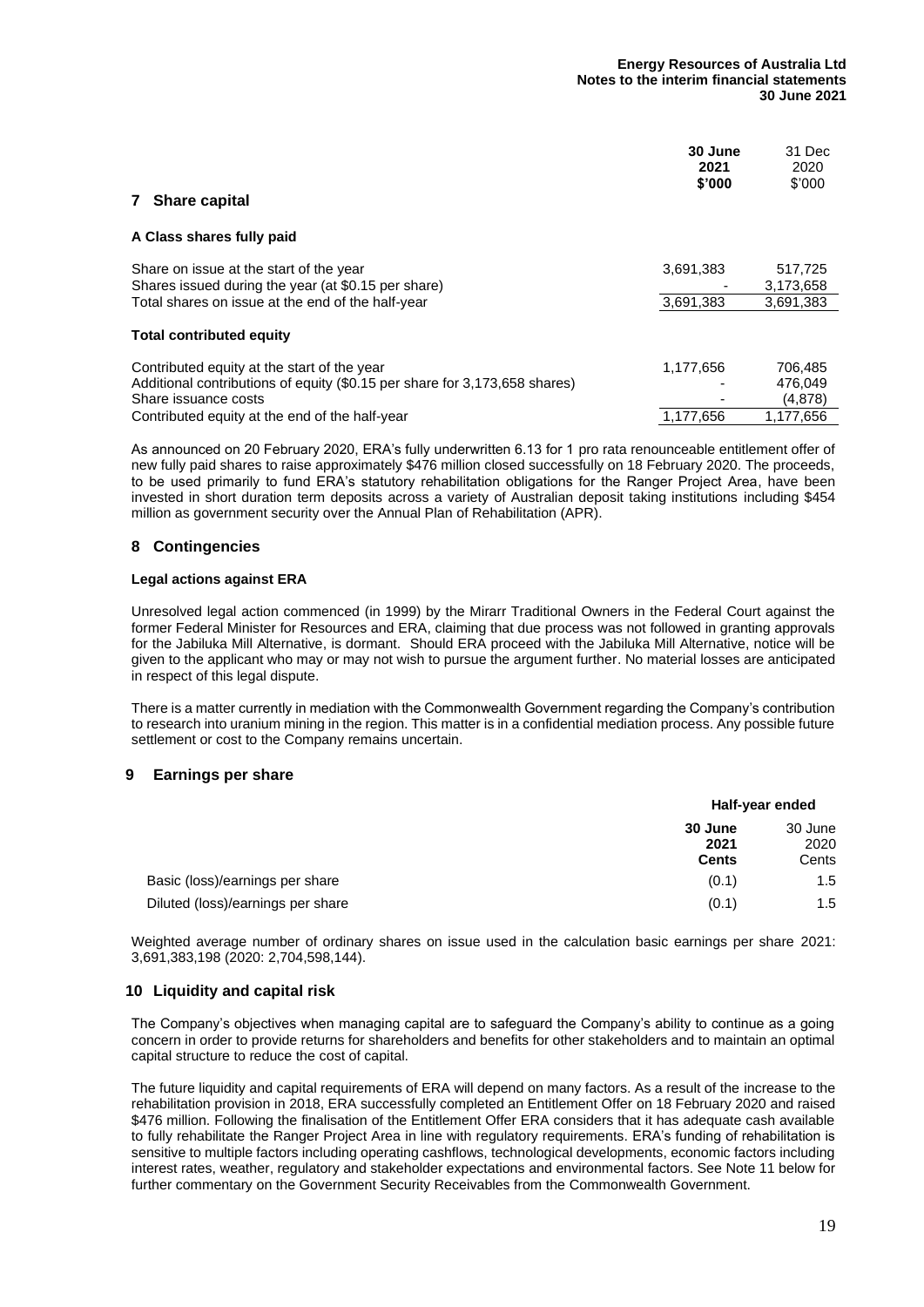## 7 Share capital

| | 30 June 2021 \$'000 | 31 Dec 2020 \$'000 |
|---|---|---|
| **A Class shares fully paid** | | |
| Share on issue at the start of the year | 3,691,383 | 517,725 |
| Shares issued during the year (at \$0.15 per share) | - | 3,173,658 |
| Total shares on issue at the end of the half-year | 3,691,383 | 3,691,383 |
| **Total contributed equity** | | |
| Contributed equity at the start of the year | 1,177,656 | 706,485 |
| Additional contributions of equity (\$0.15 per share for 3,173,658 shares) | - | 476,049 |
| Share issuance costs | - | (4,878) |
| Contributed equity at the end of the half-year | 1,177,656 | 1,177,656 |

As announced on 20 February 2020, ERA's fully underwritten 6.13 for 1 pro rata renounceable entitlement offer of new fully paid shares to raise approximately \$476 million closed successfully on 18 February 2020. The proceeds, to be used primarily to fund ERA's statutory rehabilitation obligations for the Ranger Project Area, have been invested in short duration term deposits across a variety of Australian deposit taking institutions including \$454 million as government security over the Annual Plan of Rehabilitation (APR).

## 8 Contingencies

**Legal actions against ERA**

Unresolved legal action commenced (in 1999) by the Mirarr Traditional Owners in the Federal Court against the former Federal Minister for Resources and ERA, claiming that due process was not followed in granting approvals for the Jabiluka Mill Alternative, is dormant. Should ERA proceed with the Jabiluka Mill Alternative, notice will be given to the applicant who may or may not wish to pursue the argument further. No material losses are anticipated in respect of this legal dispute.

There is a matter currently in mediation with the Commonwealth Government regarding the Company's contribution to research into uranium mining in the region. This matter is in a confidential mediation process. Any possible future settlement or cost to the Company remains uncertain.

## 9 Earnings per share

| | Half-year ended | |
|---|---|---|
| | **30 June 2021 Cents** | 30 June 2020 Cents |
| Basic (loss)/earnings per share | (0.1) | 1.5 |
| Diluted (loss)/earnings per share | (0.1) | 1.5 |

Weighted average number of ordinary shares on issue used in the calculation basic earnings per share 2021: 3,691,383,198 (2020: 2,704,598,144).

## 10 Liquidity and capital risk

The Company's objectives when managing capital are to safeguard the Company's ability to continue as a going concern in order to provide returns for shareholders and benefits for other stakeholders and to maintain an optimal capital structure to reduce the cost of capital.

The future liquidity and capital requirements of ERA will depend on many factors. As a result of the increase to the rehabilitation provision in 2018, ERA successfully completed an Entitlement Offer on 18 February 2020 and raised \$476 million. Following the finalisation of the Entitlement Offer ERA considers that it has adequate cash available to fully rehabilitate the Ranger Project Area in line with regulatory requirements. ERA's funding of rehabilitation is sensitive to multiple factors including operating cashflows, technological developments, economic factors including interest rates, weather, regulatory and stakeholder expectations and environmental factors. See Note 11 below for further commentary on the Government Security Receivables from the Commonwealth Government.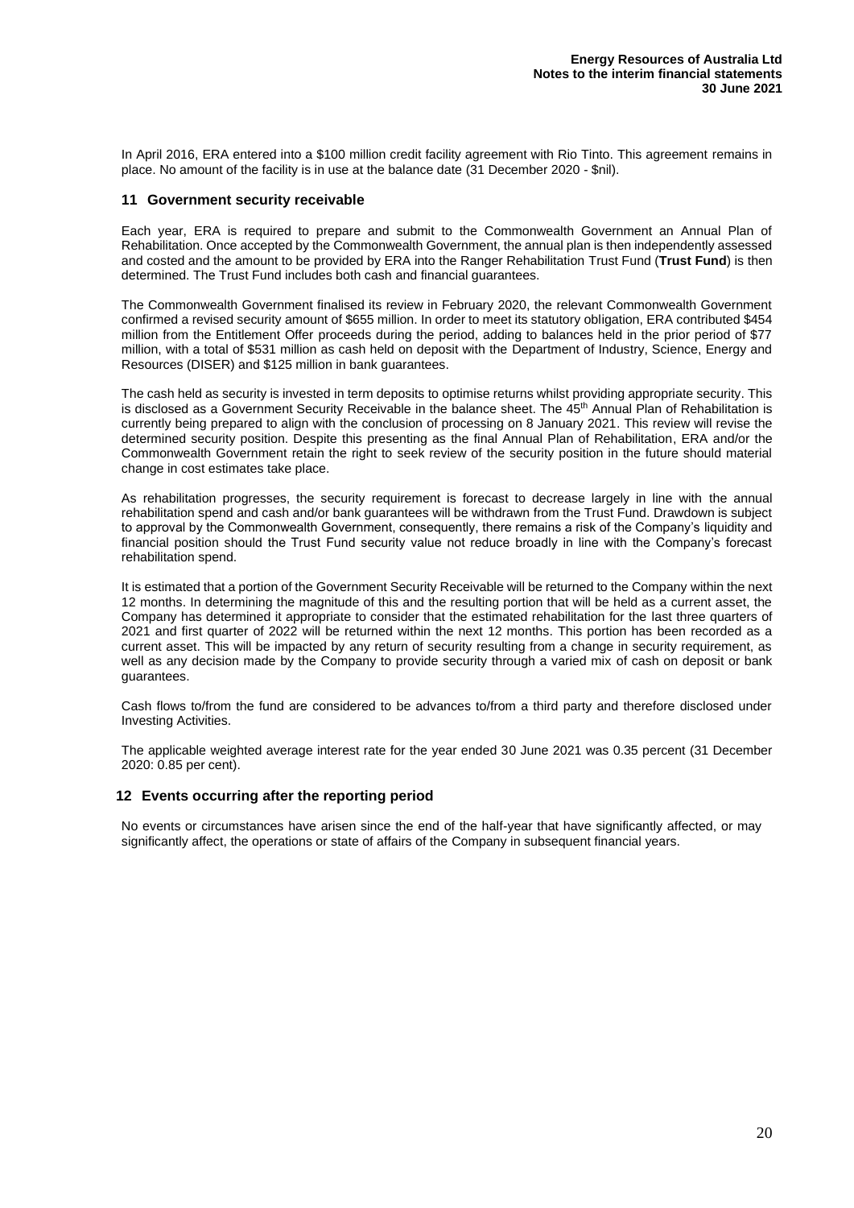In April 2016, ERA entered into a $100 million credit facility agreement with Rio Tinto. This agreement remains in place. No amount of the facility is in use at the balance date (31 December 2020 - $nil).

## 11 Government security receivable

Each year, ERA is required to prepare and submit to the Commonwealth Government an Annual Plan of Rehabilitation. Once accepted by the Commonwealth Government, the annual plan is then independently assessed and costed and the amount to be provided by ERA into the Ranger Rehabilitation Trust Fund (**Trust Fund**) is then determined. The Trust Fund includes both cash and financial guarantees.

The Commonwealth Government finalised its review in February 2020, the relevant Commonwealth Government confirmed a revised security amount of $655 million. In order to meet its statutory obligation, ERA contributed $454 million from the Entitlement Offer proceeds during the period, adding to balances held in the prior period of $77 million, with a total of $531 million as cash held on deposit with the Department of Industry, Science, Energy and Resources (DISER) and $125 million in bank guarantees.

The cash held as security is invested in term deposits to optimise returns whilst providing appropriate security. This is disclosed as a Government Security Receivable in the balance sheet. The 45th Annual Plan of Rehabilitation is currently being prepared to align with the conclusion of processing on 8 January 2021. This review will revise the determined security position. Despite this presenting as the final Annual Plan of Rehabilitation, ERA and/or the Commonwealth Government retain the right to seek review of the security position in the future should material change in cost estimates take place.

As rehabilitation progresses, the security requirement is forecast to decrease largely in line with the annual rehabilitation spend and cash and/or bank guarantees will be withdrawn from the Trust Fund. Drawdown is subject to approval by the Commonwealth Government, consequently, there remains a risk of the Company's liquidity and financial position should the Trust Fund security value not reduce broadly in line with the Company's forecast rehabilitation spend.

It is estimated that a portion of the Government Security Receivable will be returned to the Company within the next 12 months. In determining the magnitude of this and the resulting portion that will be held as a current asset, the Company has determined it appropriate to consider that the estimated rehabilitation for the last three quarters of 2021 and first quarter of 2022 will be returned within the next 12 months. This portion has been recorded as a current asset. This will be impacted by any return of security resulting from a change in security requirement, as well as any decision made by the Company to provide security through a varied mix of cash on deposit or bank guarantees.

Cash flows to/from the fund are considered to be advances to/from a third party and therefore disclosed under Investing Activities.

The applicable weighted average interest rate for the year ended 30 June 2021 was 0.35 percent (31 December 2020: 0.85 per cent).

## 12 Events occurring after the reporting period

No events or circumstances have arisen since the end of the half-year that have significantly affected, or may significantly affect, the operations or state of affairs of the Company in subsequent financial years.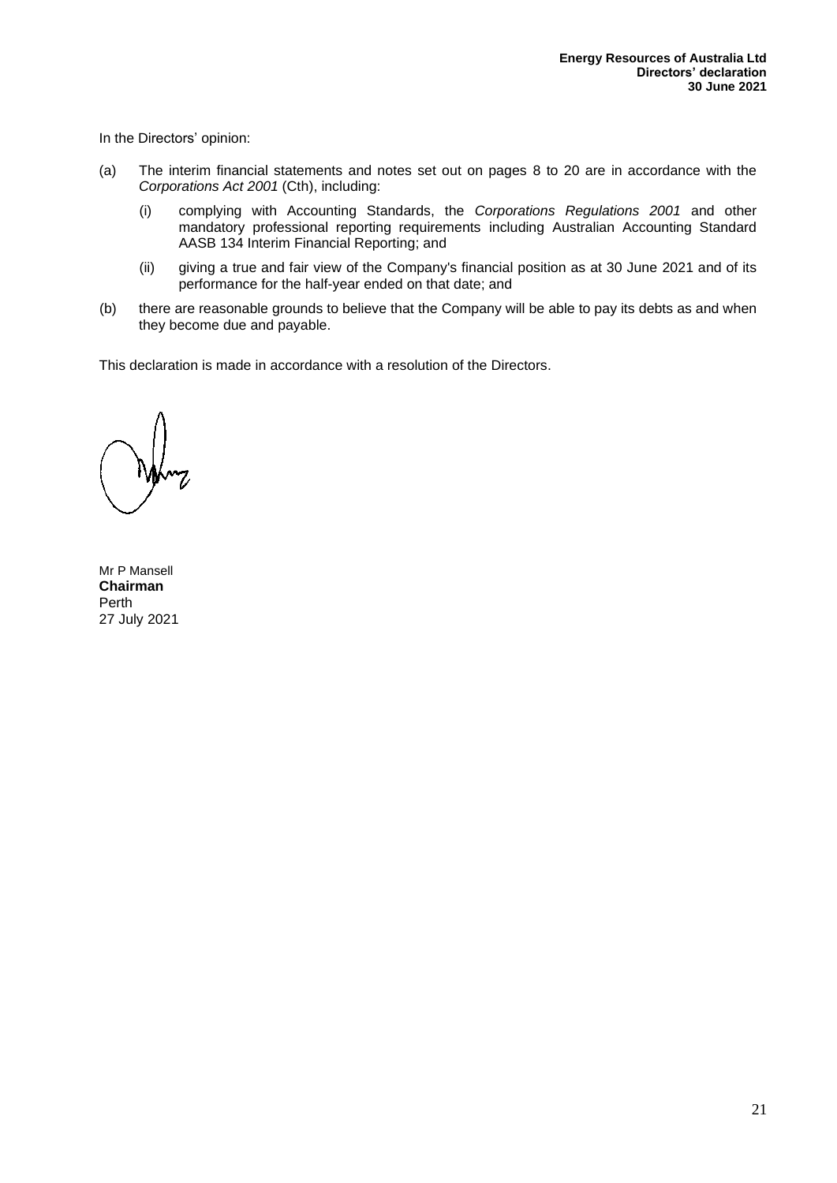In the Directors' opinion:

(a) The interim financial statements and notes set out on pages 8 to 20 are in accordance with the *Corporations Act 2001* (Cth), including:

   (i) complying with Accounting Standards, the *Corporations Regulations 2001* and other mandatory professional reporting requirements including Australian Accounting Standard AASB 134 Interim Financial Reporting; and

   (ii) giving a true and fair view of the Company's financial position as at 30 June 2021 and of its performance for the half-year ended on that date; and

(b) there are reasonable grounds to believe that the Company will be able to pay its debts as and when they become due and payable.

This declaration is made in accordance with a resolution of the Directors.

Mr P Mansell
**Chairman**
Perth
27 July 2021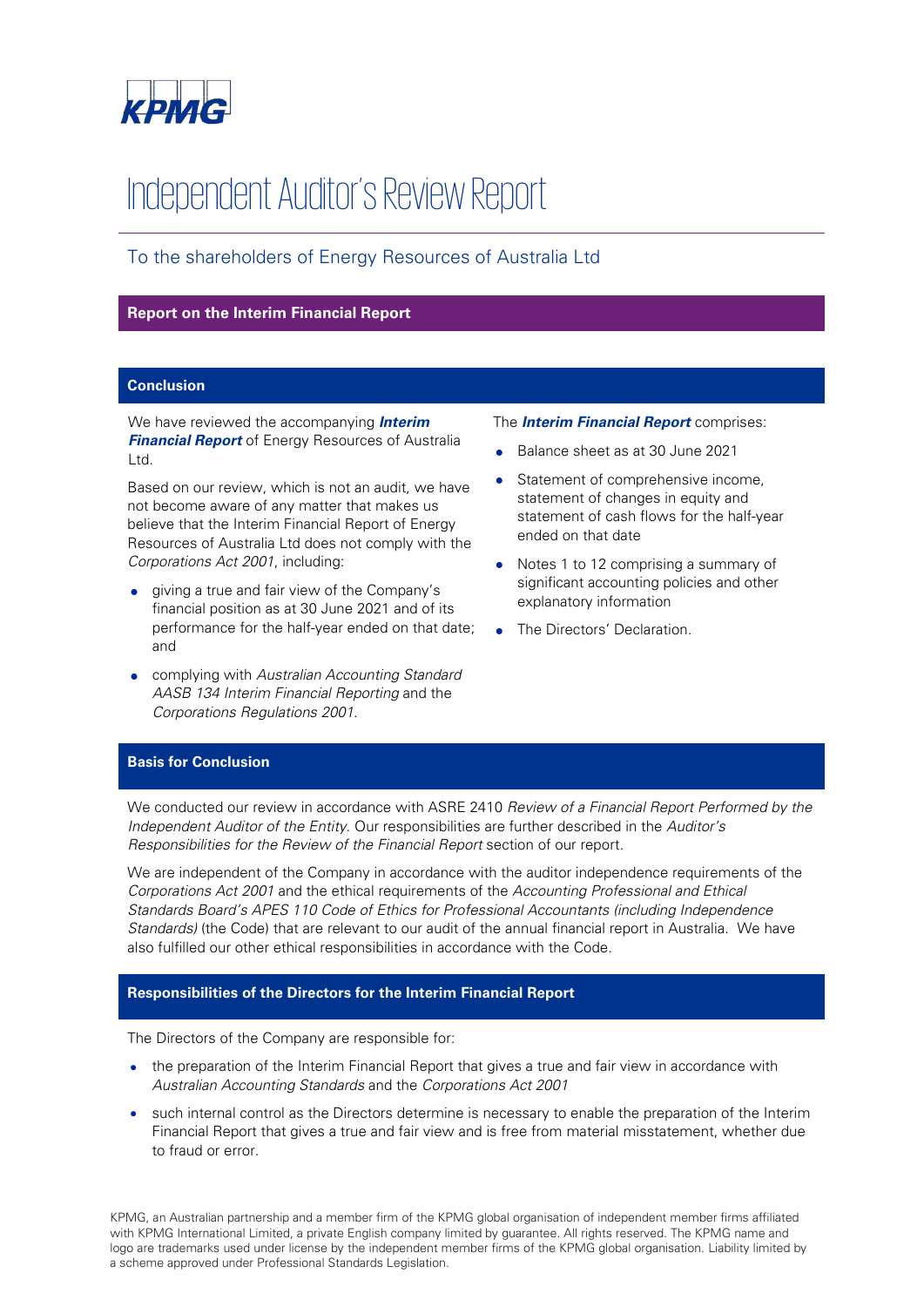# Independent Auditor's Review Report

## To the shareholders of Energy Resources of Australia Ltd

### Report on the Interim Financial Report

#### Conclusion

We have reviewed the accompanying ***Interim Financial Report*** of Energy Resources of Australia Ltd.

Based on our review, which is not an audit, we have not become aware of any matter that makes us believe that the Interim Financial Report of Energy Resources of Australia Ltd does not comply with the *Corporations Act 2001*, including:

- giving a true and fair view of the Company's financial position as at 30 June 2021 and of its performance for the half-year ended on that date; and
- complying with *Australian Accounting Standard AASB 134 Interim Financial Reporting* and the *Corporations Regulations 2001*.

The ***Interim Financial Report*** comprises:

- Balance sheet as at 30 June 2021
- Statement of comprehensive income, statement of changes in equity and statement of cash flows for the half-year ended on that date
- Notes 1 to 12 comprising a summary of significant accounting policies and other explanatory information
- The Directors' Declaration.

#### Basis for Conclusion

We conducted our review in accordance with ASRE 2410 *Review of a Financial Report Performed by the Independent Auditor of the Entity*. Our responsibilities are further described in the *Auditor's Responsibilities for the Review of the Financial Report* section of our report.

We are independent of the Company in accordance with the auditor independence requirements of the *Corporations Act 2001* and the ethical requirements of the *Accounting Professional and Ethical Standards Board's APES 110 Code of Ethics for Professional Accountants (including Independence Standards)* (the Code) that are relevant to our audit of the annual financial report in Australia. We have also fulfilled our other ethical responsibilities in accordance with the Code.

#### Responsibilities of the Directors for the Interim Financial Report

The Directors of the Company are responsible for:

- the preparation of the Interim Financial Report that gives a true and fair view in accordance with *Australian Accounting Standards* and the *Corporations Act 2001*
- such internal control as the Directors determine is necessary to enable the preparation of the Interim Financial Report that gives a true and fair view and is free from material misstatement, whether due to fraud or error.

KPMG, an Australian partnership and a member firm of the KPMG global organisation of independent member firms affiliated with KPMG International Limited, a private English company limited by guarantee. All rights reserved. The KPMG name and logo are trademarks used under license by the independent member firms of the KPMG global organisation. Liability limited by a scheme approved under Professional Standards Legislation.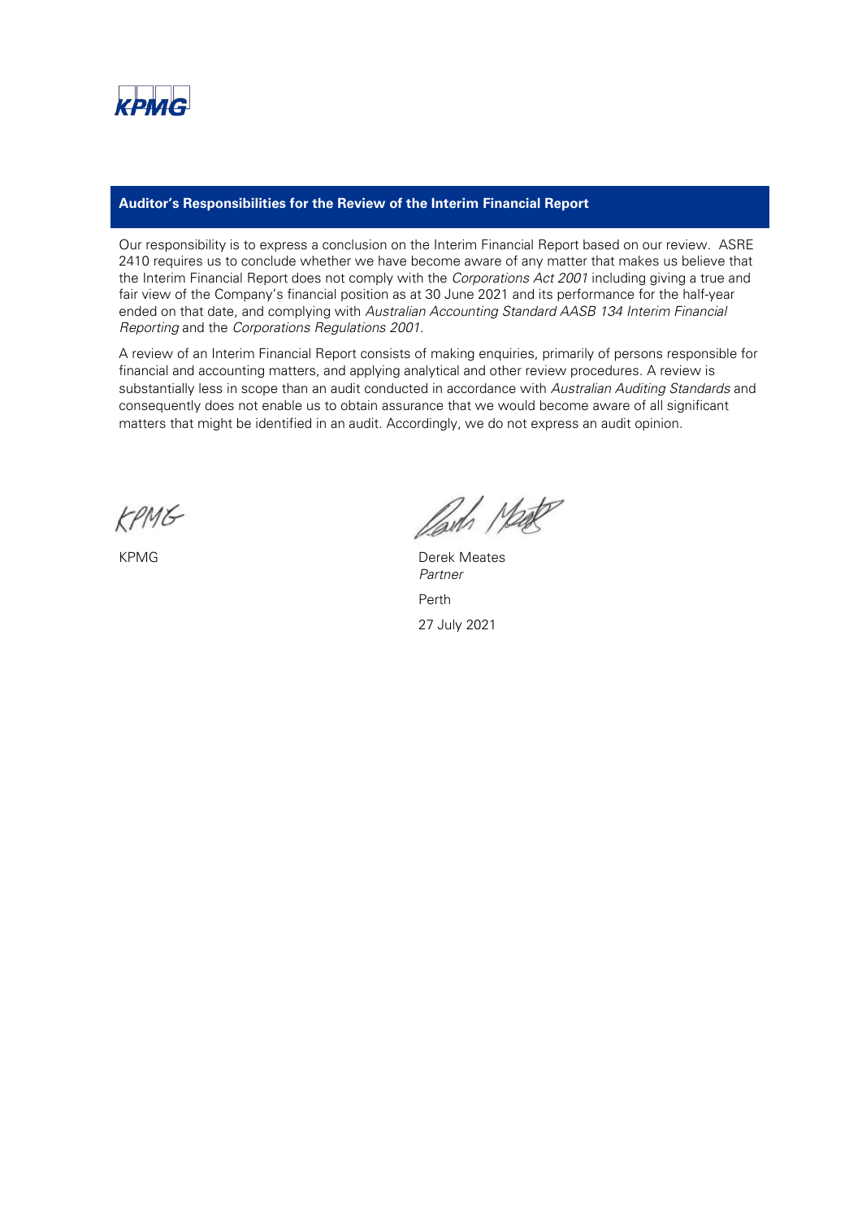## Auditor's Responsibilities for the Review of the Interim Financial Report

Our responsibility is to express a conclusion on the Interim Financial Report based on our review. ASRE 2410 requires us to conclude whether we have become aware of any matter that makes us believe that the Interim Financial Report does not comply with the *Corporations Act 2001* including giving a true and fair view of the Company's financial position as at 30 June 2021 and its performance for the half-year ended on that date, and complying with *Australian Accounting Standard AASB 134 Interim Financial Reporting* and the *Corporations Regulations 2001*.

A review of an Interim Financial Report consists of making enquiries, primarily of persons responsible for financial and accounting matters, and applying analytical and other review procedures. A review is substantially less in scope than an audit conducted in accordance with *Australian Auditing Standards* and consequently does not enable us to obtain assurance that we would become aware of all significant matters that might be identified in an audit. Accordingly, we do not express an audit opinion.

KPMG

Derek Meates
*Partner*

Perth

27 July 2021